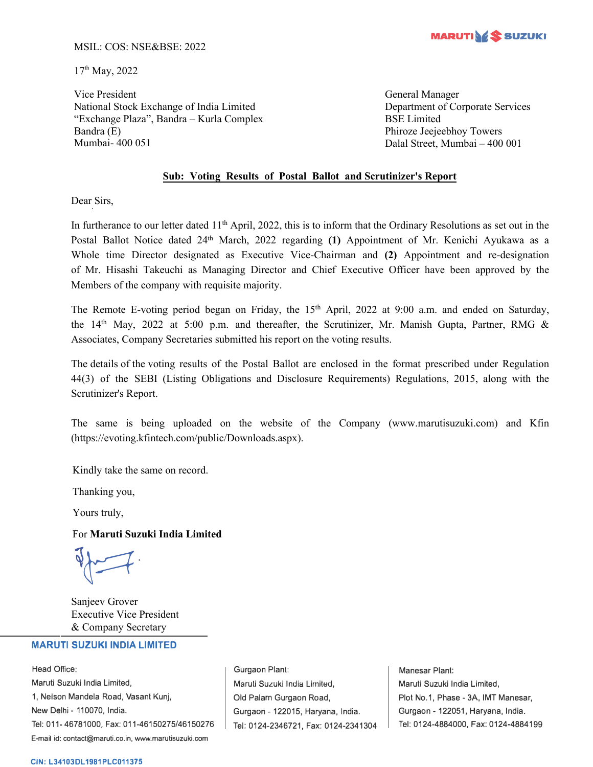MSIL: COS: NSE&BSE: 2022

17th May, 2022

Vice President
National Stock Exchange of India Limited
"Exchange Plaza", Bandra – Kurla Complex
Bandra (E)
Mumbai- 400 051

General Manager
Department of Corporate Services
BSE Limited
Phiroze Jeejeebhoy Towers
Dalal Street, Mumbai – 400 001

**Sub: Voting Results of Postal Ballot and Scrutinizer's Report**

Dear Sirs,

In furtherance to our letter dated 11th April, 2022, this is to inform that the Ordinary Resolutions as set out in the Postal Ballot Notice dated 24th March, 2022 regarding **(1)** Appointment of Mr. Kenichi Ayukawa as a Whole time Director designated as Executive Vice-Chairman and **(2)** Appointment and re-designation of Mr. Hisashi Takeuchi as Managing Director and Chief Executive Officer have been approved by the Members of the company with requisite majority.

The Remote E-voting period began on Friday, the 15th April, 2022 at 9:00 a.m. and ended on Saturday, the 14th May, 2022 at 5:00 p.m. and thereafter, the Scrutinizer, Mr. Manish Gupta, Partner, RMG & Associates, Company Secretaries submitted his report on the voting results.

The details of the voting results of the Postal Ballot are enclosed in the format prescribed under Regulation 44(3) of the SEBI (Listing Obligations and Disclosure Requirements) Regulations, 2015, along with the Scrutinizer's Report.

The same is being uploaded on the website of the Company (www.marutisuzuki.com) and Kfin (https://evoting.kfintech.com/public/Downloads.aspx).

Kindly take the same on record.

Thanking you,

Yours truly,

For **Maruti Suzuki India Limited**

Sanjeev Grover
Executive Vice President
& Company Secretary

**MARUTI SUZUKI INDIA LIMITED**

Head Office:
Maruti Suzuki India Limited,
1, Nelson Mandela Road, Vasant Kunj,
New Delhi - 110070, India.
Tel: 011- 46781000, Fax: 011-46150275/46150276
E-mail id: contact@maruti.co.in, www.marutisuzuki.com

Gurgaon Plant:
Maruti Suzuki India Limited,
Old Palam Gurgaon Road,
Gurgaon - 122015, Haryana, India.
Tel: 0124-2346721, Fax: 0124-2341304

Manesar Plant:
Maruti Suzuki India Limited,
Plot No.1, Phase - 3A, IMT Manesar,
Gurgaon - 122051, Haryana, India.
Tel: 0124-4884000, Fax: 0124-4884199

CIN: L34103DL1981PLC011375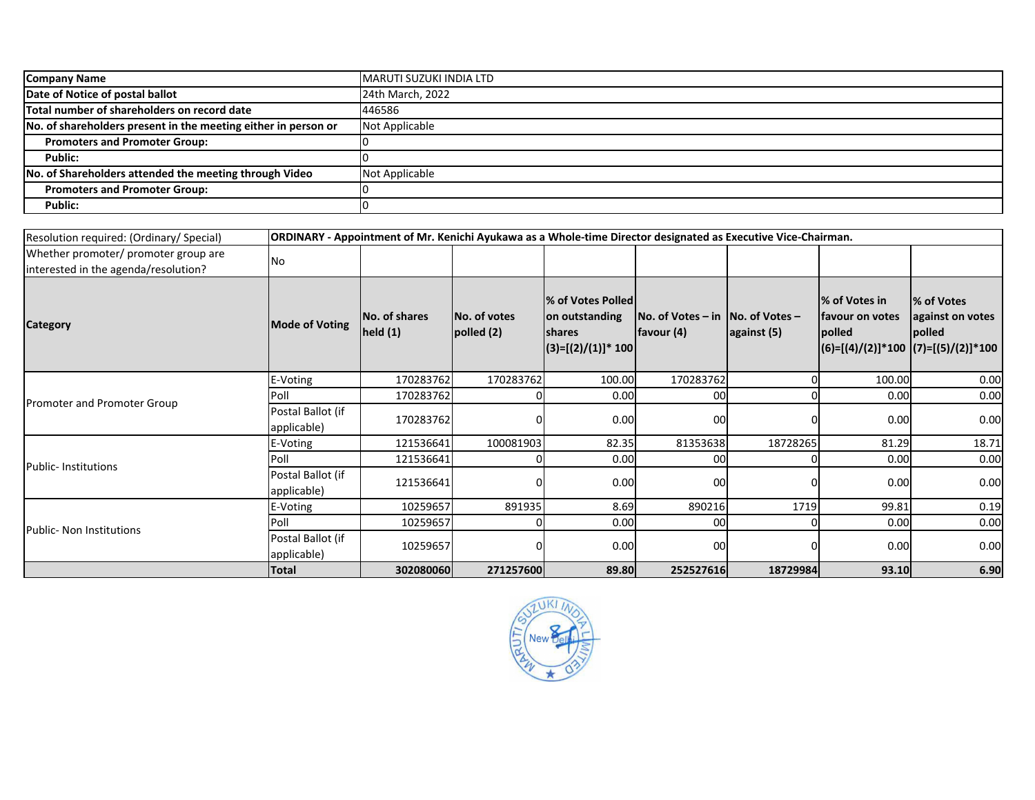| Company Name | MARUTI SUZUKI INDIA LTD |
|---|---|
| Date of Notice of postal ballot | 24th March, 2022 |
| Total number of shareholders on record date | 446586 |
| No. of shareholders present in the meeting either in person or | Not Applicable |
| Promoters and Promoter Group: | 0 |
| Public: | 0 |
| No. of Shareholders attended the meeting through Video | Not Applicable |
| Promoters and Promoter Group: | 0 |
| Public: | 0 |

| Resolution required: (Ordinary/ Special) | ORDINARY - Appointment of Mr. Kenichi Ayukawa as a Whole-time Director designated as Executive Vice-Chairman. | | | | | | | |
|---|---|---|---|---|---|---|---|---|
| Whether promoter/ promoter group are interested in the agenda/resolution? | No | | | | | | | |
| **Category** | **Mode of Voting** | **No. of shares held (1)** | **No. of votes polled (2)** | **% of Votes Polled on outstanding shares (3)=[(2)/(1)]* 100** | **No. of Votes – in favour (4)** | **No. of Votes – against (5)** | **% of Votes in favour on votes polled (6)=[(4)/(2)]*100** | **% of Votes against on votes polled (7)=[(5)/(2)]*100** |
| Promoter and Promoter Group | E-Voting | 170283762 | 170283762 | 100.00 | 170283762 | 0 | 100.00 | 0.00 |
| | Poll | 170283762 | 0 | 0.00 | 00 | 0 | 0.00 | 0.00 |
| | Postal Ballot (if applicable) | 170283762 | 0 | 0.00 | 00 | 0 | 0.00 | 0.00 |
| Public- Institutions | E-Voting | 121536641 | 100081903 | 82.35 | 81353638 | 18728265 | 81.29 | 18.71 |
| | Poll | 121536641 | 0 | 0.00 | 00 | 0 | 0.00 | 0.00 |
| | Postal Ballot (if applicable) | 121536641 | 0 | 0.00 | 00 | 0 | 0.00 | 0.00 |
| Public- Non Institutions | E-Voting | 10259657 | 891935 | 8.69 | 890216 | 1719 | 99.81 | 0.19 |
| | Poll | 10259657 | 0 | 0.00 | 00 | 0 | 0.00 | 0.00 |
| | Postal Ballot (if applicable) | 10259657 | 0 | 0.00 | 00 | 0 | 0.00 | 0.00 |
| | **Total** | **302080060** | **271257600** | **89.80** | **252527616** | **18729984** | **93.10** | **6.90** |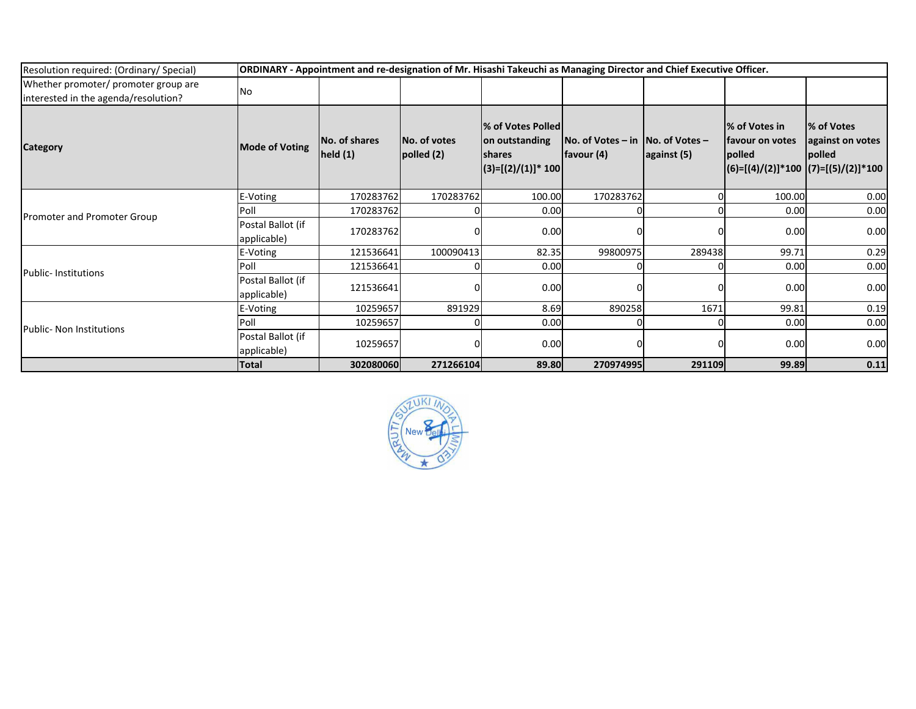| Resolution required: (Ordinary/ Special) | ORDINARY - Appointment and re-designation of Mr. Hisashi Takeuchi as Managing Director and Chief Executive Officer. | | | | | | |
|---|---|---|---|---|---|---|---|
| Whether promoter/ promoter group are interested in the agenda/resolution? | No | | | | | | |
| **Category** | **Mode of Voting** | **No. of shares held (1)** | **No. of votes polled (2)** | **% of Votes Polled on outstanding shares (3)=[(2)/(1)]* 100** | **No. of Votes – in favour (4)** | **No. of Votes – against (5)** | **% of Votes in favour on votes polled (6)=[(4)/(2)]*100** | **% of Votes against on votes polled (7)=[(5)/(2)]*100** |
| Promoter and Promoter Group | E-Voting | 170283762 | 170283762 | 100.00 | 170283762 | 0 | 100.00 | 0.00 |
| | Poll | 170283762 | 0 | 0.00 | 0 | 0 | 0.00 | 0.00 |
| | Postal Ballot (if applicable) | 170283762 | 0 | 0.00 | 0 | 0 | 0.00 | 0.00 |
| Public- Institutions | E-Voting | 121536641 | 100090413 | 82.35 | 99800975 | 289438 | 99.71 | 0.29 |
| | Poll | 121536641 | 0 | 0.00 | 0 | 0 | 0.00 | 0.00 |
| | Postal Ballot (if applicable) | 121536641 | 0 | 0.00 | 0 | 0 | 0.00 | 0.00 |
| Public- Non Institutions | E-Voting | 10259657 | 891929 | 8.69 | 890258 | 1671 | 99.81 | 0.19 |
| | Poll | 10259657 | 0 | 0.00 | 0 | 0 | 0.00 | 0.00 |
| | Postal Ballot (if applicable) | 10259657 | 0 | 0.00 | 0 | 0 | 0.00 | 0.00 |
| | **Total** | **302080060** | **271266104** | **89.80** | **270974995** | **291109** | **99.89** | **0.11** |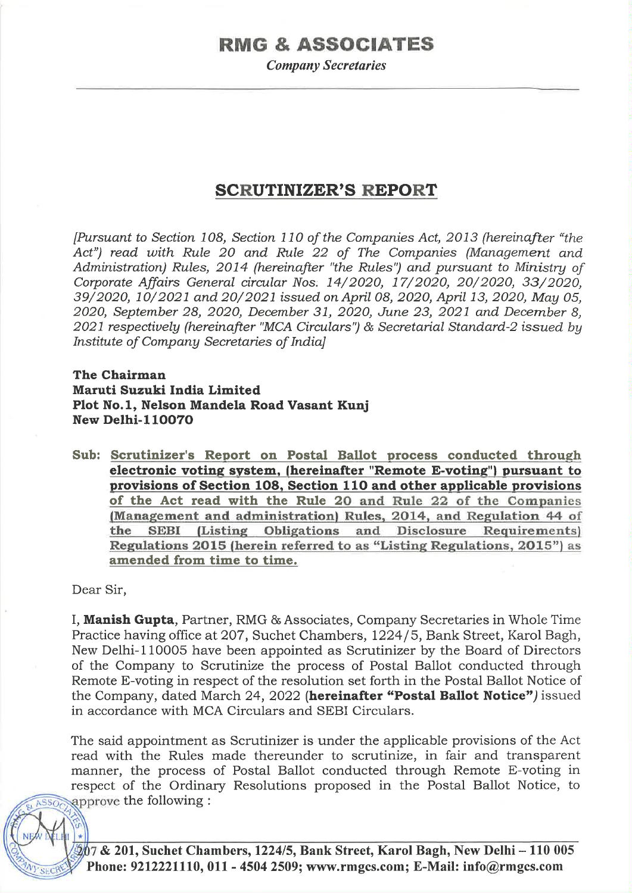# RMG & ASSOCIATES

*Company Secretaries*

## SCRUTINIZER'S REPORT

*[Pursuant to Section 108, Section 110 of the Companies Act, 2013 (hereinafter "the Act") read with Rule 20 and Rule 22 of The Companies (Management and Administration) Rules, 2014 (hereinafter "the Rules") and pursuant to Ministry of Corporate Affairs General circular Nos. 14/2020, 17/2020, 20/2020, 33/2020, 39/2020, 10/2021 and 20/2021 issued on April 08, 2020, April 13, 2020, May 05, 2020, September 28, 2020, December 31, 2020, June 23, 2021 and December 8, 2021 respectively (hereinafter "MCA Circulars") & Secretarial Standard-2 issued by Institute of Company Secretaries of India]*

**The Chairman**
**Maruti Suzuki India Limited**
**Plot No.1, Nelson Mandela Road Vasant Kunj**
**New Delhi-110070**

**Sub: Scrutinizer's Report on Postal Ballot process conducted through electronic voting system, (hereinafter "Remote E-voting") pursuant to provisions of Section 108, Section 110 and other applicable provisions of the Act read with the Rule 20 and Rule 22 of the Companies (Management and administration) Rules, 2014, and Regulation 44 of the SEBI (Listing Obligations and Disclosure Requirements) Regulations 2015 (herein referred to as "Listing Regulations, 2015") as amended from time to time.**

Dear Sir,

I, **Manish Gupta**, Partner, RMG & Associates, Company Secretaries in Whole Time Practice having office at 207, Suchet Chambers, 1224/5, Bank Street, Karol Bagh, New Delhi-110005 have been appointed as Scrutinizer by the Board of Directors of the Company to Scrutinize the process of Postal Ballot conducted through Remote E-voting in respect of the resolution set forth in the Postal Ballot Notice of the Company, dated March 24, 2022 (**hereinafter "Postal Ballot Notice"**) issued in accordance with MCA Circulars and SEBI Circulars.

The said appointment as Scrutinizer is under the applicable provisions of the Act read with the Rules made thereunder to scrutinize, in fair and transparent manner, the process of Postal Ballot conducted through Remote E-voting in respect of the Ordinary Resolutions proposed in the Postal Ballot Notice, to approve the following :

**207 & 201, Suchet Chambers, 1224/5, Bank Street, Karol Bagh, New Delhi – 110 005**
**Phone: 9212221110, 011 - 4504 2509; www.rmgcs.com; E-Mail: info@rmgcs.com**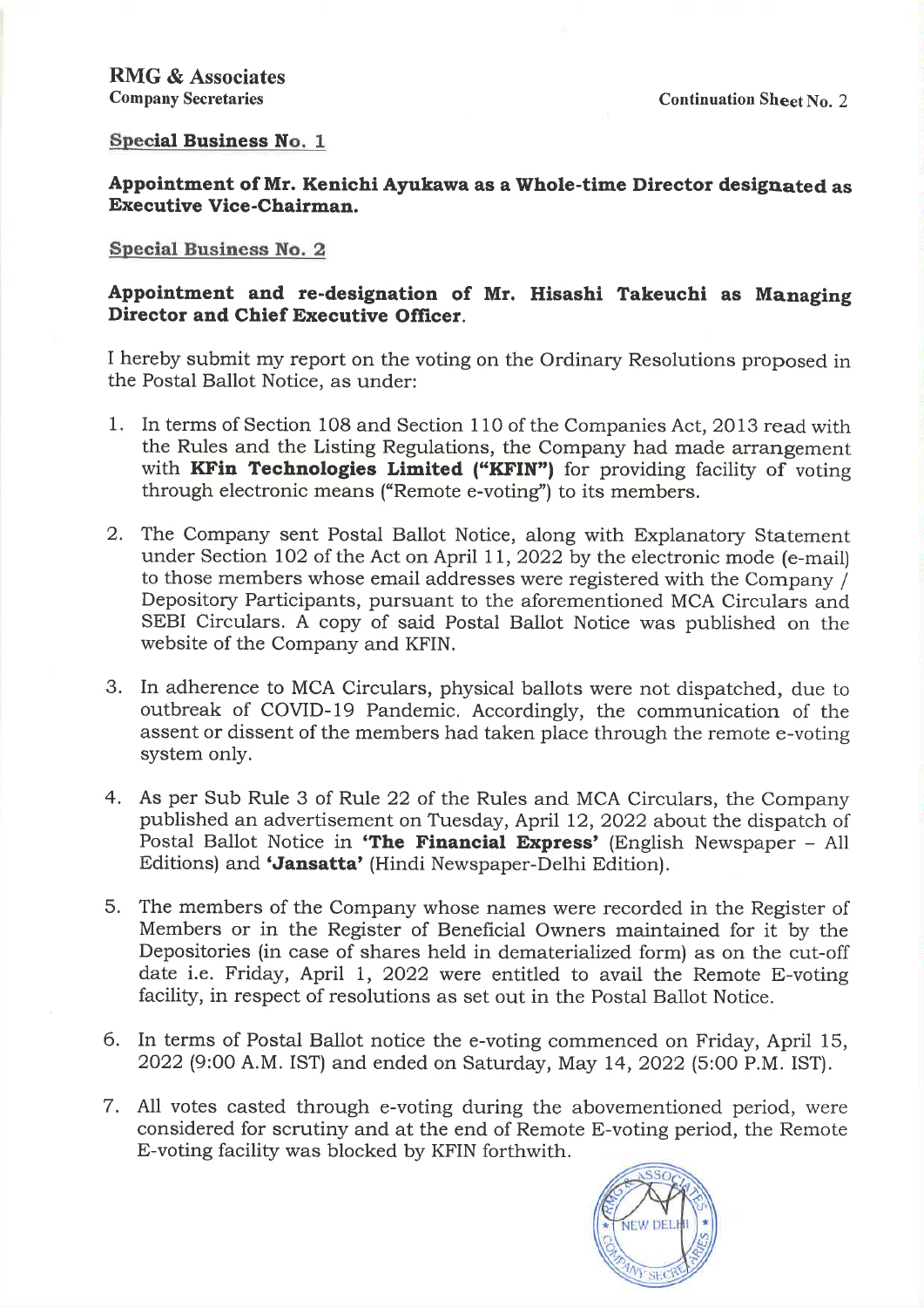**RMG & Associates**
**Company Secretaries**

Continuation Sheet No. 2

**Special Business No. 1**

**Appointment of Mr. Kenichi Ayukawa as a Whole-time Director designated as Executive Vice-Chairman.**

**Special Business No. 2**

**Appointment and re-designation of Mr. Hisashi Takeuchi as Managing Director and Chief Executive Officer.**

I hereby submit my report on the voting on the Ordinary Resolutions proposed in the Postal Ballot Notice, as under:

1. In terms of Section 108 and Section 110 of the Companies Act, 2013 read with the Rules and the Listing Regulations, the Company had made arrangement with **KFin Technologies Limited ("KFIN")** for providing facility of voting through electronic means ("Remote e-voting") to its members.

2. The Company sent Postal Ballot Notice, along with Explanatory Statement under Section 102 of the Act on April 11, 2022 by the electronic mode (e-mail) to those members whose email addresses were registered with the Company / Depository Participants, pursuant to the aforementioned MCA Circulars and SEBI Circulars. A copy of said Postal Ballot Notice was published on the website of the Company and KFIN.

3. In adherence to MCA Circulars, physical ballots were not dispatched, due to outbreak of COVID-19 Pandemic. Accordingly, the communication of the assent or dissent of the members had taken place through the remote e-voting system only.

4. As per Sub Rule 3 of Rule 22 of the Rules and MCA Circulars, the Company published an advertisement on Tuesday, April 12, 2022 about the dispatch of Postal Ballot Notice in **'The Financial Express'** (English Newspaper – All Editions) and **'Jansatta'** (Hindi Newspaper-Delhi Edition).

5. The members of the Company whose names were recorded in the Register of Members or in the Register of Beneficial Owners maintained for it by the Depositories (in case of shares held in dematerialized form) as on the cut-off date i.e. Friday, April 1, 2022 were entitled to avail the Remote E-voting facility, in respect of resolutions as set out in the Postal Ballot Notice.

6. In terms of Postal Ballot notice the e-voting commenced on Friday, April 15, 2022 (9:00 A.M. IST) and ended on Saturday, May 14, 2022 (5:00 P.M. IST).

7. All votes casted through e-voting during the abovementioned period, were considered for scrutiny and at the end of Remote E-voting period, the Remote E-voting facility was blocked by KFIN forthwith.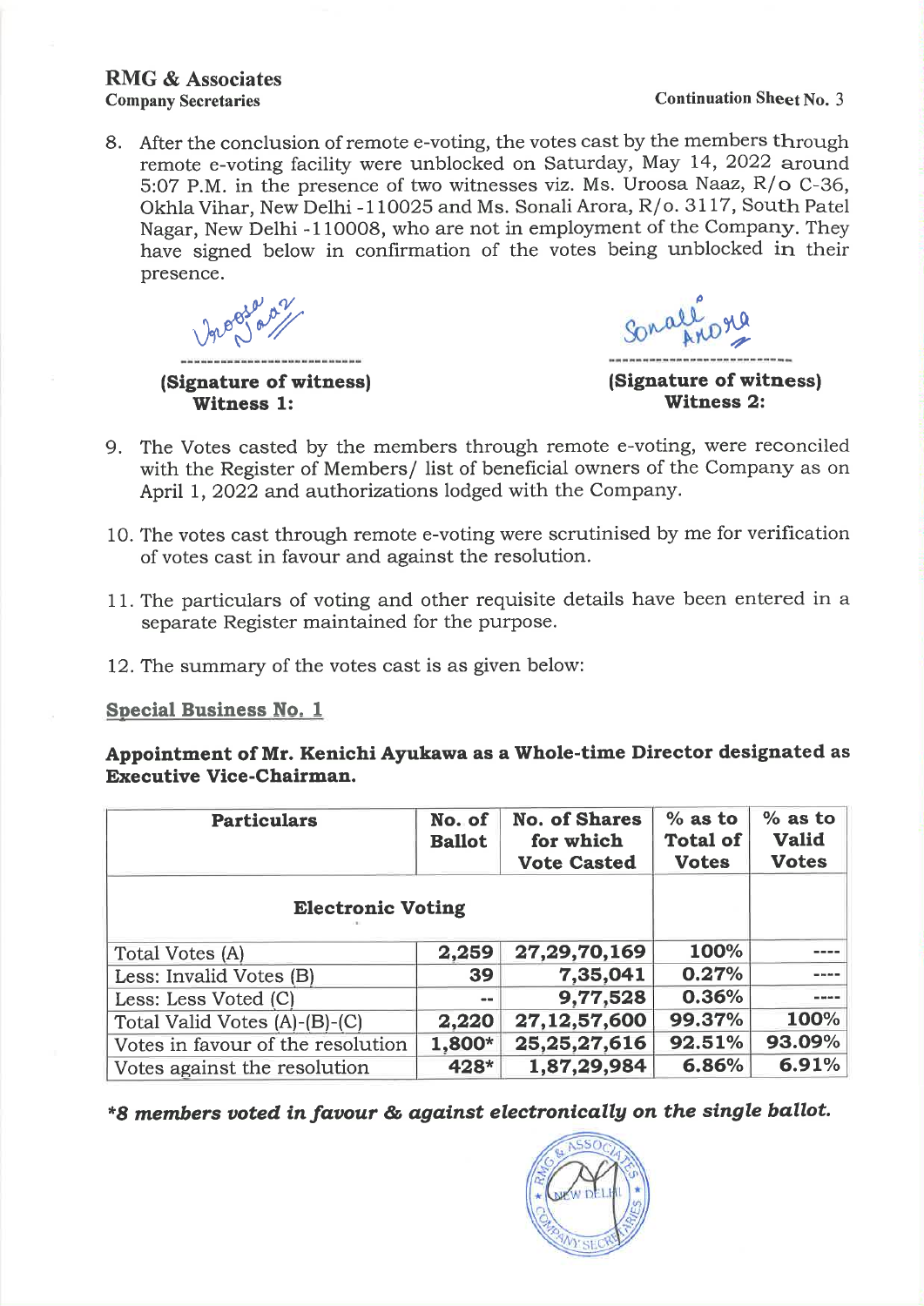**RMG & Associates**
**Company Secretaries**

**Continuation Sheet No. 3**

8. After the conclusion of remote e-voting, the votes cast by the members through remote e-voting facility were unblocked on Saturday, May 14, 2022 around 5:07 P.M. in the presence of two witnesses viz. Ms. Uroosa Naaz, R/o C-36, Okhla Vihar, New Delhi -110025 and Ms. Sonali Arora, R/o. 3117, South Patel Nagar, New Delhi -110008, who are not in employment of the Company. They have signed below in confirmation of the votes being unblocked in their presence.

Uroosa Naaz
---------------------------
**(Signature of witness)**
**Witness 1:**

Sonali Arora
---------------------------
**(Signature of witness)**
**Witness 2:**

9. The Votes casted by the members through remote e-voting, were reconciled with the Register of Members/ list of beneficial owners of the Company as on April 1, 2022 and authorizations lodged with the Company.

10. The votes cast through remote e-voting were scrutinised by me for verification of votes cast in favour and against the resolution.

11. The particulars of voting and other requisite details have been entered in a separate Register maintained for the purpose.

12. The summary of the votes cast is as given below:

**Special Business No. 1**

**Appointment of Mr. Kenichi Ayukawa as a Whole-time Director designated as Executive Vice-Chairman.**

| Particulars | No. of Ballot | No. of Shares for which Vote Casted | % as to Total of Votes | % as to Valid Votes |
|---|---|---|---|---|
| **Electronic Voting** | | | | |
| Total Votes (A) | 2,259 | 27,29,70,169 | 100% | ---- |
| Less: Invalid Votes (B) | 39 | 7,35,041 | 0.27% | ---- |
| Less: Less Voted (C) | -- | 9,77,528 | 0.36% | ---- |
| Total Valid Votes (A)-(B)-(C) | 2,220 | 27,12,57,600 | 99.37% | 100% |
| Votes in favour of the resolution | 1,800* | 25,25,27,616 | 92.51% | 93.09% |
| Votes against the resolution | 428* | 1,87,29,984 | 6.86% | 6.91% |

***8 members voted in favour & against electronically on the single ballot.***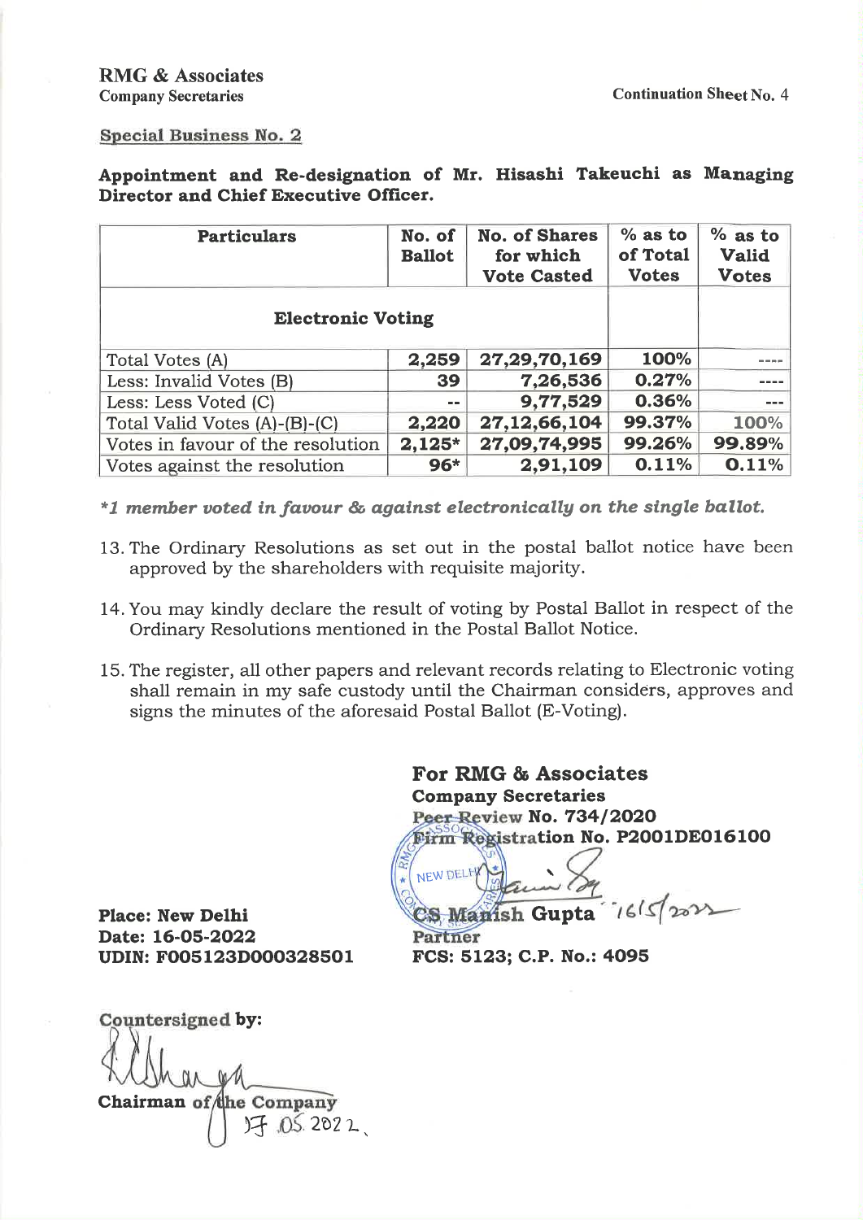**RMG & Associates**
**Company Secretaries**

Continuation Sheet No. 4

**Special Business No. 2**

**Appointment and Re-designation of Mr. Hisashi Takeuchi as Managing Director and Chief Executive Officer.**

| Particulars | No. of Ballot | No. of Shares for which Vote Casted | % as to of Total Votes | % as to Valid Votes |
|---|---|---|---|---|
| **Electronic Voting** | | | | |
| Total Votes (A) | 2,259 | 27,29,70,169 | 100% | ---- |
| Less: Invalid Votes (B) | 39 | 7,26,536 | 0.27% | ---- |
| Less: Less Voted (C) | -- | 9,77,529 | 0.36% | --- |
| Total Valid Votes (A)-(B)-(C) | 2,220 | 27,12,66,104 | 99.37% | 100% |
| Votes in favour of the resolution | 2,125* | 27,09,74,995 | 99.26% | 99.89% |
| Votes against the resolution | 96* | 2,91,109 | 0.11% | 0.11% |

*\*1 member voted in favour & against electronically on the single ballot.*

13. The Ordinary Resolutions as set out in the postal ballot notice have been approved by the shareholders with requisite majority.

14. You may kindly declare the result of voting by Postal Ballot in respect of the Ordinary Resolutions mentioned in the Postal Ballot Notice.

15. The register, all other papers and relevant records relating to Electronic voting shall remain in my safe custody until the Chairman considers, approves and signs the minutes of the aforesaid Postal Ballot (E-Voting).

**For RMG & Associates**
**Company Secretaries**
**Peer Review No. 734/2020**
**Firm Registration No. P2001DE016100**

**CS Manish Gupta** 16/5/2022
**Partner**
**FCS: 5123; C.P. No.: 4095**

**Place: New Delhi**
**Date: 16-05-2022**
**UDIN: F005123D000328501**

**Countersigned by:**

**Chairman of the Company**
17.05.2022